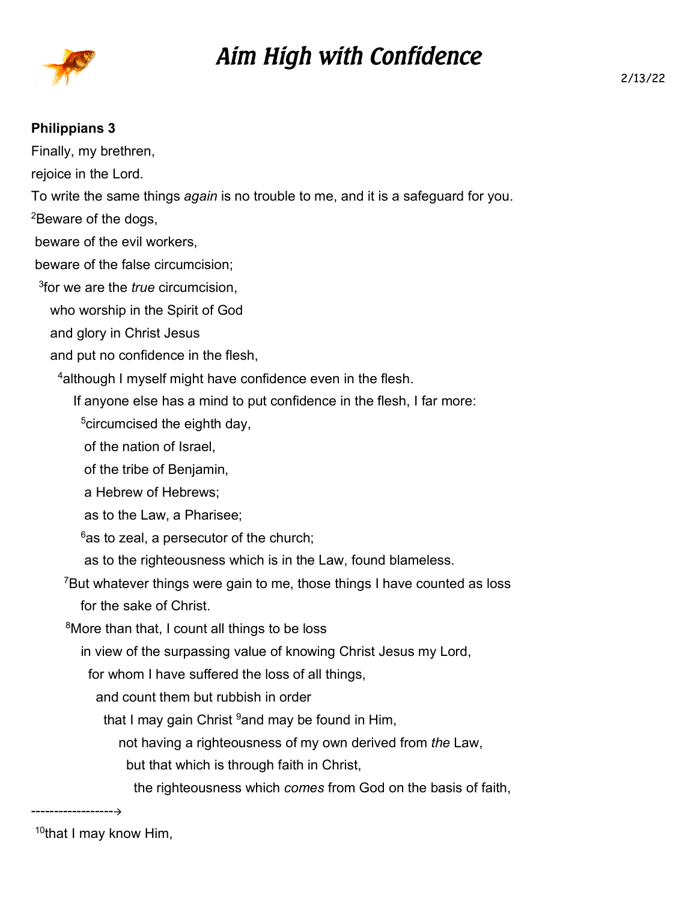# Aim High with Confidence

2/13/22

**Philippians 3**

Finally, my brethren,

rejoice in the Lord.

To write the same things *again* is no trouble to me, and it is a safeguard for you.

[2]Beware of the dogs,

beware of the evil workers,

beware of the false circumcision;

[3]for we are the *true* circumcision,

who worship in the Spirit of God

and glory in Christ Jesus

and put no confidence in the flesh,

[4]although I myself might have confidence even in the flesh.

If anyone else has a mind to put confidence in the flesh, I far more:

[5]circumcised the eighth day,

of the nation of Israel,

of the tribe of Benjamin,

a Hebrew of Hebrews;

as to the Law, a Pharisee;

[6]as to zeal, a persecutor of the church;

as to the righteousness which is in the Law, found blameless.

[7]But whatever things were gain to me, those things I have counted as loss

for the sake of Christ.

[8]More than that, I count all things to be loss

in view of the surpassing value of knowing Christ Jesus my Lord,

for whom I have suffered the loss of all things,

and count them but rubbish in order

that I may gain Christ [9]and may be found in Him,

not having a righteousness of my own derived from *the* Law,

but that which is through faith in Christ,

the righteousness which *comes* from God on the basis of faith,

------------------→

[10]that I may know Him,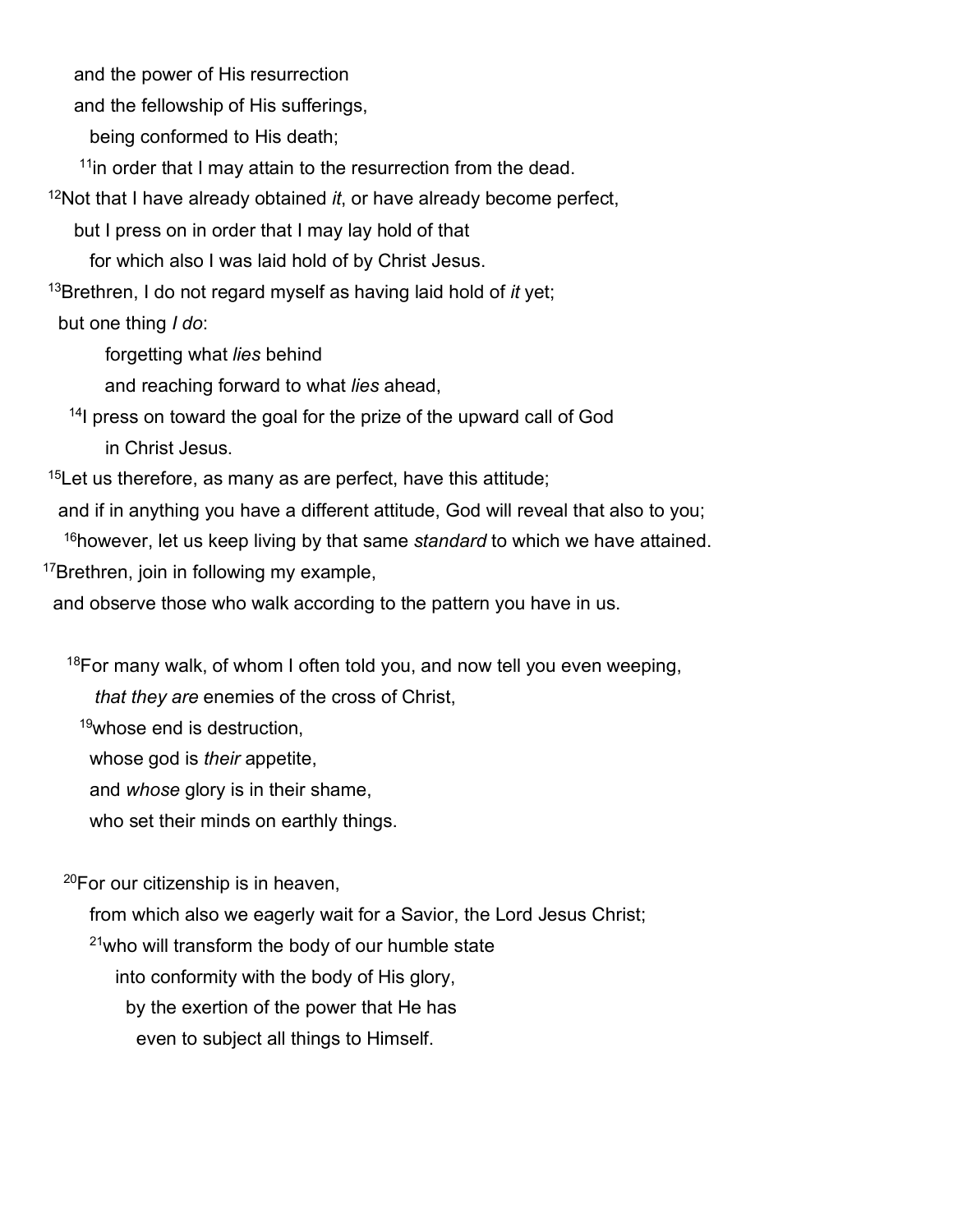and the power of His resurrection

and the fellowship of His sufferings,

being conformed to His death;

[11]in order that I may attain to the resurrection from the dead.

[12]Not that I have already obtained *it*, or have already become perfect,

but I press on in order that I may lay hold of that

for which also I was laid hold of by Christ Jesus.

[13]Brethren, I do not regard myself as having laid hold of *it* yet;

but one thing *I do*:

forgetting what *lies* behind

and reaching forward to what *lies* ahead,

[14]I press on toward the goal for the prize of the upward call of God

in Christ Jesus.

[15]Let us therefore, as many as are perfect, have this attitude;

and if in anything you have a different attitude, God will reveal that also to you;

[16]however, let us keep living by that same *standard* to which we have attained.

[17]Brethren, join in following my example,

and observe those who walk according to the pattern you have in us.

[18]For many walk, of whom I often told you, and now tell you even weeping,

*that they are* enemies of the cross of Christ,

[19]whose end is destruction,

whose god is *their* appetite,

and *whose* glory is in their shame,

who set their minds on earthly things.

[20]For our citizenship is in heaven,

from which also we eagerly wait for a Savior, the Lord Jesus Christ;

[21]who will transform the body of our humble state

into conformity with the body of His glory,

by the exertion of the power that He has

even to subject all things to Himself.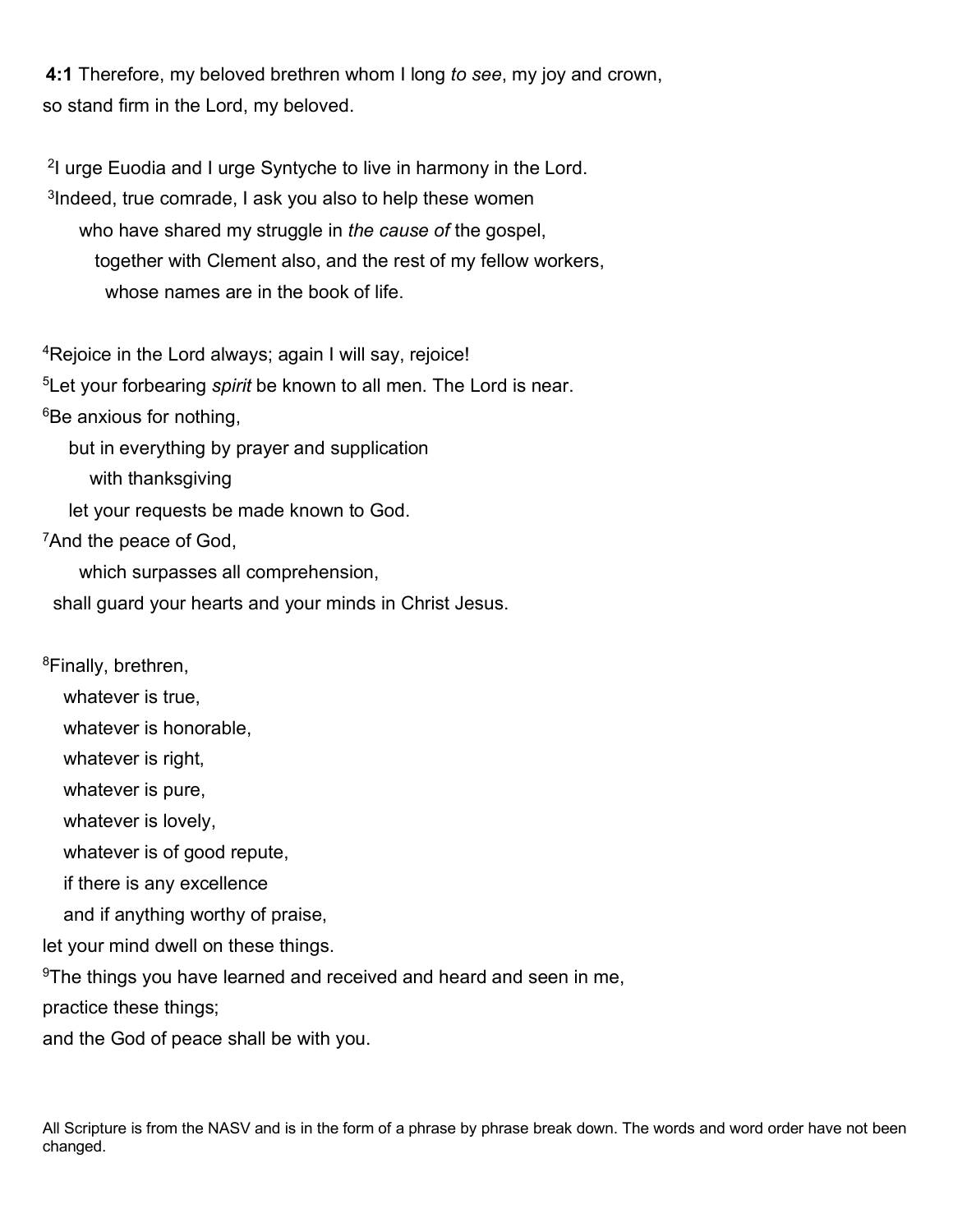**4:1** Therefore, my beloved brethren whom I long *to see*, my joy and crown,
so stand firm in the Lord, my beloved.

[2]I urge Euodia and I urge Syntyche to live in harmony in the Lord.
[3]Indeed, true comrade, I ask you also to help these women
    who have shared my struggle in *the cause of* the gospel,
      together with Clement also, and the rest of my fellow workers,
        whose names are in the book of life.

[4]Rejoice in the Lord always; again I will say, rejoice!
[5]Let your forbearing *spirit* be known to all men. The Lord is near.
[6]Be anxious for nothing,
    but in everything by prayer and supplication
      with thanksgiving
    let your requests be made known to God.
[7]And the peace of God,
    which surpasses all comprehension,
  shall guard your hearts and your minds in Christ Jesus.

[8]Finally, brethren,
  whatever is true,
  whatever is honorable,
  whatever is right,
  whatever is pure,
  whatever is lovely,
  whatever is of good repute,
  if there is any excellence
  and if anything worthy of praise,
let your mind dwell on these things.
[9]The things you have learned and received and heard and seen in me,
practice these things;
and the God of peace shall be with you.

All Scripture is from the NASV and is in the form of a phrase by phrase break down. The words and word order have not been changed.